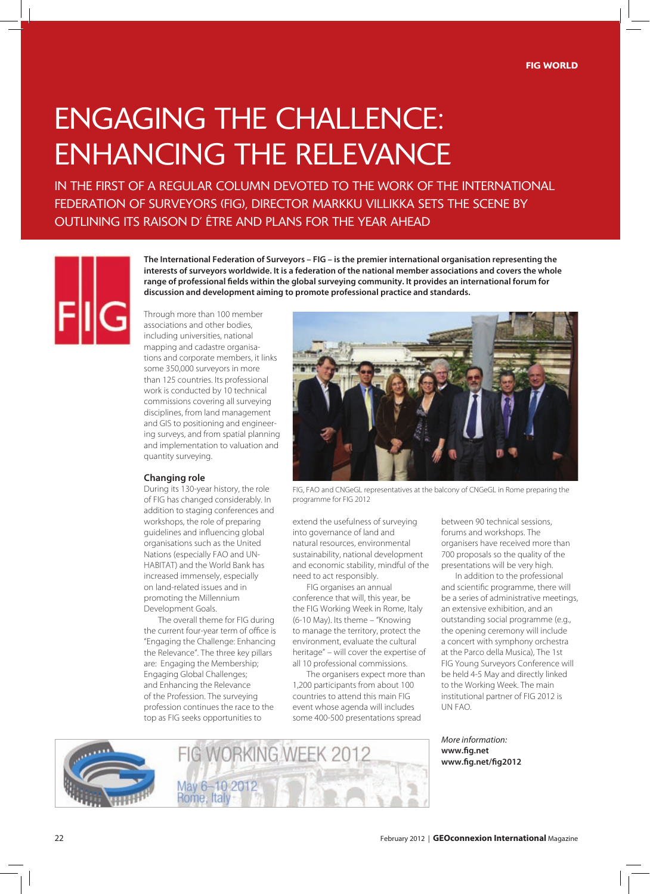# ENGAGING THE CHALLENCE: ENHANCING THE RELEVANCE

IN THE FIRST OF A REGULAR COLUMN DEVOTED TO THE WORK OF THE INTERNATIONAL FEDERATION OF SURVEYORS (FIG), DIRECTOR MARKKU VILLIKKA SETS THE SCENE BY OUTLINING ITS RAISON D' ÊTRE AND PLANS FOR THE YEAR AHEAD

**The International Federation of Surveyors – FIG – is the premier international organisation representing the interests of surveyors worldwide. It is a federation of the national member associations and covers the whole range of professional fields within the global surveying community. It provides an international forum for discussion and development aiming to promote professional practice and standards.**

Through more than 100 member associations and other bodies, including universities, national mapping and cadastre organisations and corporate members, it links some 350,000 surveyors in more than 125 countries. Its professional work is conducted by 10 technical commissions covering all surveying disciplines, from land management and GIS to positioning and engineering surveys, and from spatial planning and implementation to valuation and quantity surveying.

## Changing role

During its 130-year history, the role of FIG has changed considerably. In addition to staging conferences and workshops, the role of preparing guidelines and influencing global organisations such as the United Nations (especially FAO and UN-HABITAT) and the World Bank has increased immensely, especially on land-related issues and in promoting the Millennium Development Goals.

The overall theme for FIG during the current four-year term of office is "Engaging the Challenge: Enhancing the Relevance". The three key pillars are: Engaging the Membership; Engaging Global Challenges; and Enhancing the Relevance of the Profession. The surveying profession continues the race to the top as FIG seeks opportunities to extend the usefulness of surveying into governance of land and natural resources, environmental sustainability, national development and economic stability, mindful of the need to act responsibly.

FIG, FAO and CNGeGL representatives at the balcony of CNGeGL in Rome preparing the programme for FIG 2012

FIG organises an annual conference that will, this year, be the FIG Working Week in Rome, Italy (6-10 May). Its theme – "Knowing to manage the territory, protect the environment, evaluate the cultural heritage" – will cover the expertise of all 10 professional commissions.

The organisers expect more than 1,200 participants from about 100 countries to attend this main FIG event whose agenda will includes some 400-500 presentations spread between 90 technical sessions, forums and workshops. The organisers have received more than 700 proposals so the quality of the presentations will be very high.

In addition to the professional and scientific programme, there will be a series of administrative meetings, an extensive exhibition, and an outstanding social programme (e.g., the opening ceremony will include a concert with symphony orchestra at the Parco della Musica), The 1st FIG Young Surveyors Conference will be held 4-5 May and directly linked to the Working Week. The main institutional partner of FIG 2012 is UN FAO.

FIG WORKING WEEK 2012
May 6–10 2012
Rome, Italy

*More information:*
**www.fig.net**
**www.fig.net/fig2012**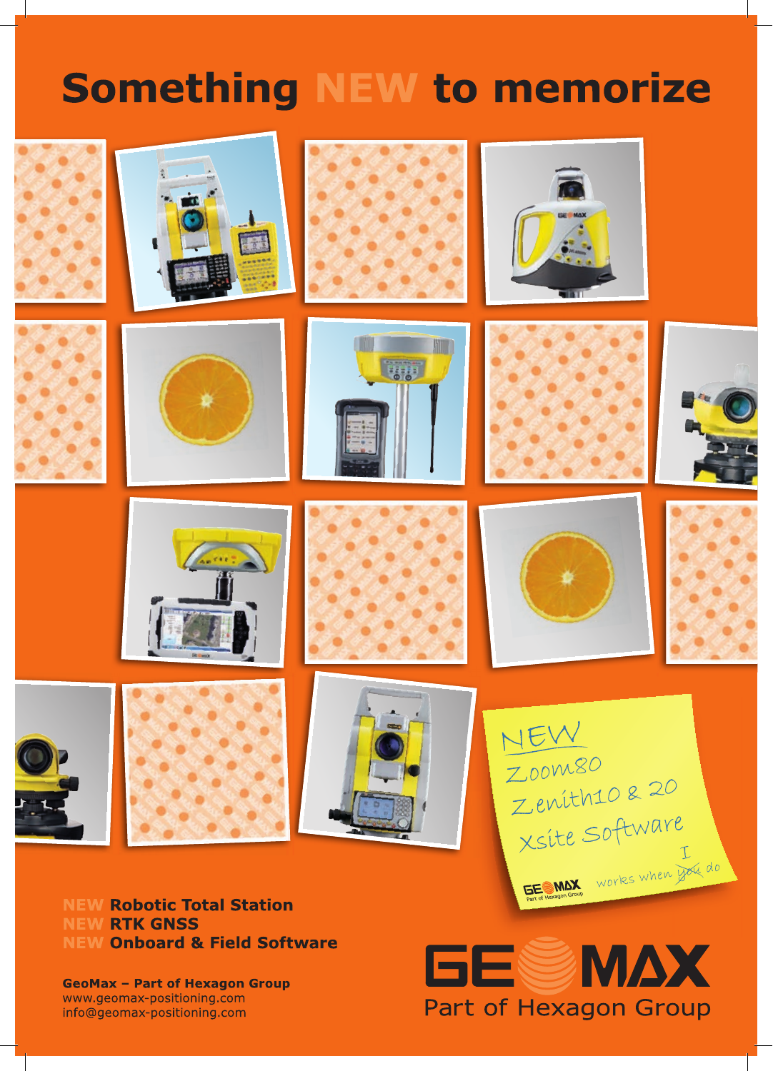# Something NEW to memorize

NEW
Zoom80
Zenith10 & 20
Xsite Software

works when ~~you~~ I do

GEOMAX Part of Hexagon Group

**NEW Robotic Total Station**
**NEW RTK GNSS**
**NEW Onboard & Field Software**

**GeoMax – Part of Hexagon Group**
www.geomax-positioning.com
info@geomax-positioning.com

GEOMAX
Part of Hexagon Group